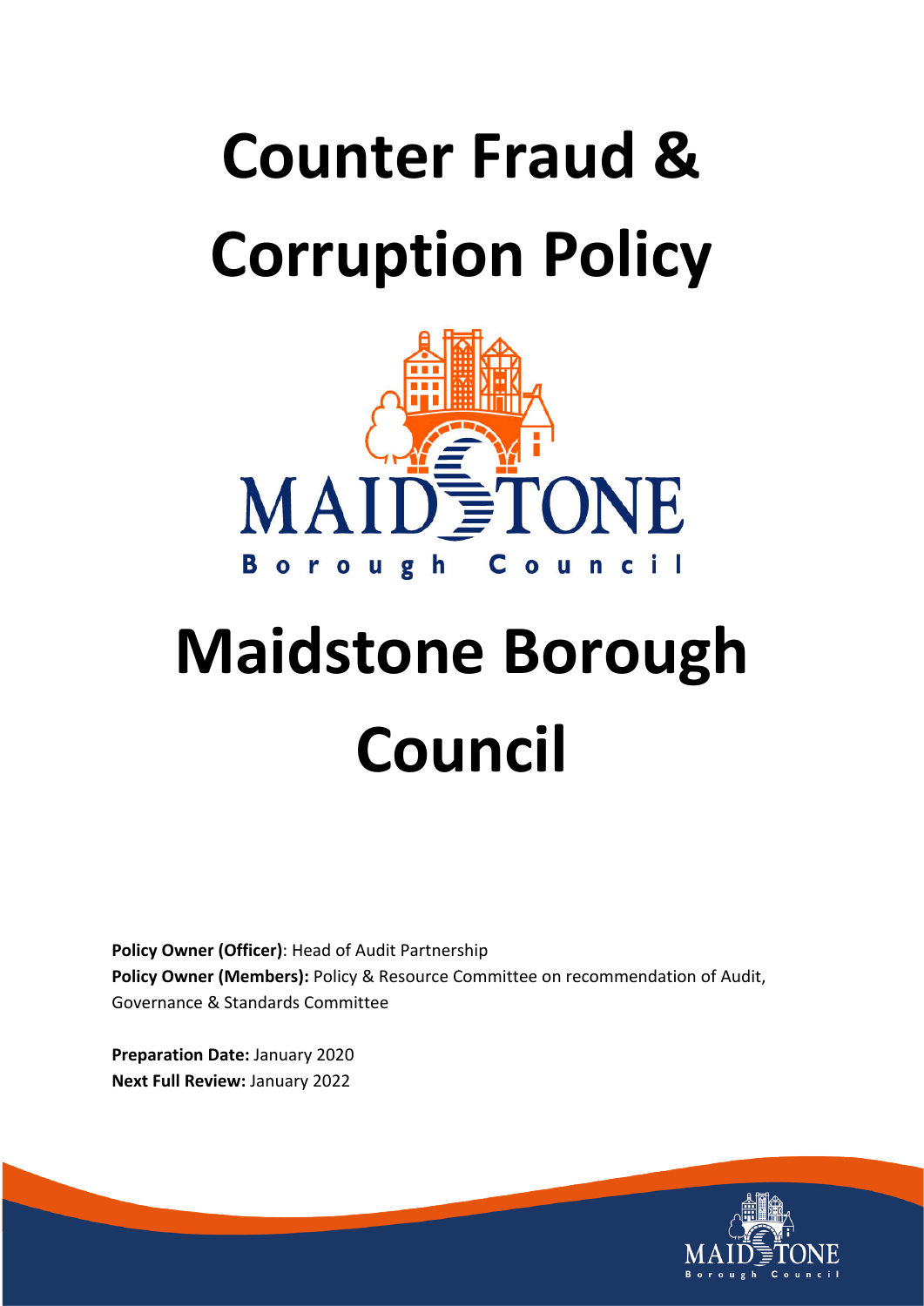# Counter Fraud & Corruption Policy

# Maidstone Borough Council

**Policy Owner (Officer)**: Head of Audit Partnership
**Policy Owner (Members):** Policy & Resource Committee on recommendation of Audit, Governance & Standards Committee

**Preparation Date:** January 2020
**Next Full Review:** January 2022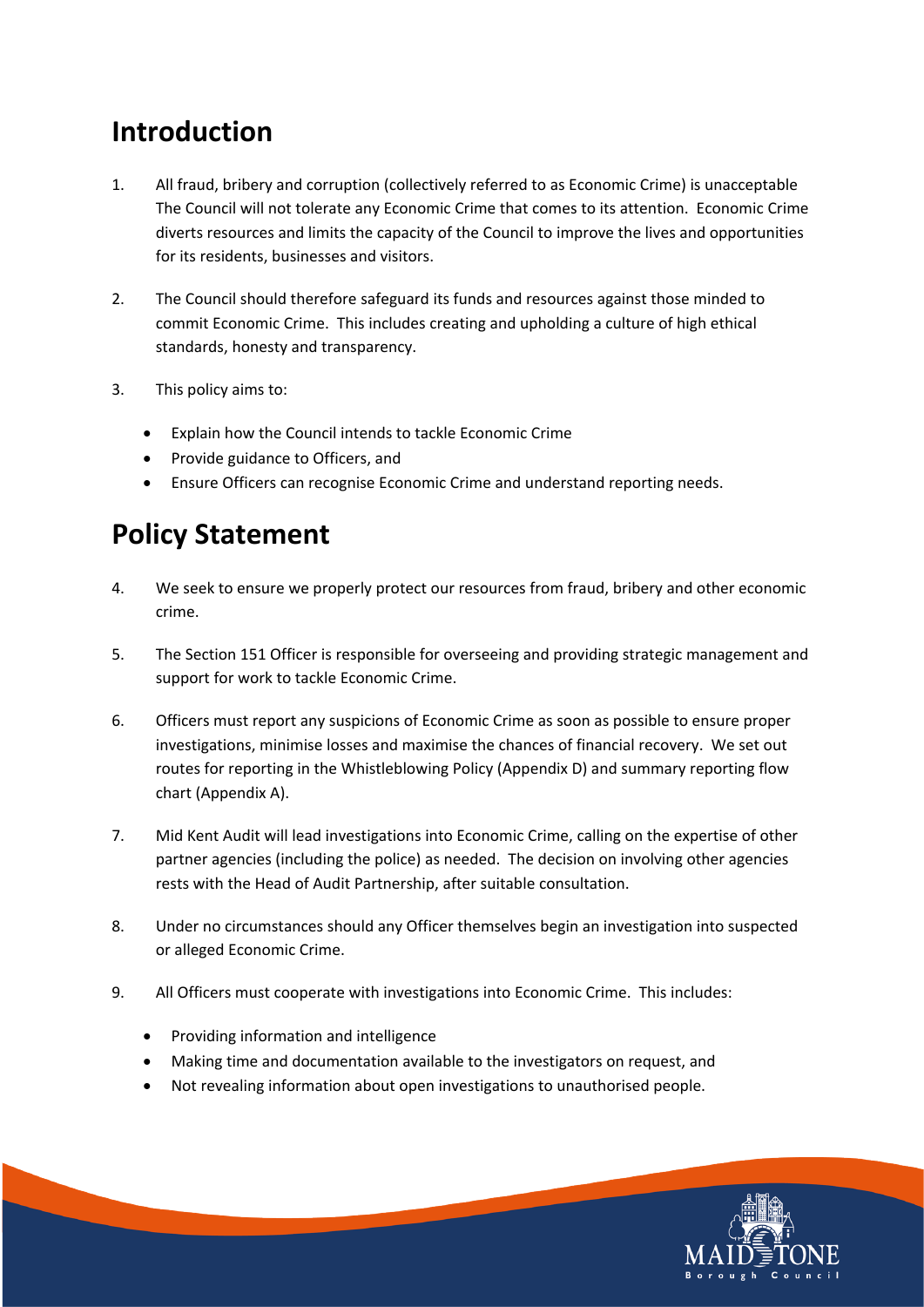## Introduction

1. All fraud, bribery and corruption (collectively referred to as Economic Crime) is unacceptable The Council will not tolerate any Economic Crime that comes to its attention. Economic Crime diverts resources and limits the capacity of the Council to improve the lives and opportunities for its residents, businesses and visitors.

2. The Council should therefore safeguard its funds and resources against those minded to commit Economic Crime. This includes creating and upholding a culture of high ethical standards, honesty and transparency.

3. This policy aims to:

    - Explain how the Council intends to tackle Economic Crime
    - Provide guidance to Officers, and
    - Ensure Officers can recognise Economic Crime and understand reporting needs.

## Policy Statement

4. We seek to ensure we properly protect our resources from fraud, bribery and other economic crime.

5. The Section 151 Officer is responsible for overseeing and providing strategic management and support for work to tackle Economic Crime.

6. Officers must report any suspicions of Economic Crime as soon as possible to ensure proper investigations, minimise losses and maximise the chances of financial recovery. We set out routes for reporting in the Whistleblowing Policy (Appendix D) and summary reporting flow chart (Appendix A).

7. Mid Kent Audit will lead investigations into Economic Crime, calling on the expertise of other partner agencies (including the police) as needed. The decision on involving other agencies rests with the Head of Audit Partnership, after suitable consultation.

8. Under no circumstances should any Officer themselves begin an investigation into suspected or alleged Economic Crime.

9. All Officers must cooperate with investigations into Economic Crime. This includes:

    - Providing information and intelligence
    - Making time and documentation available to the investigators on request, and
    - Not revealing information about open investigations to unauthorised people.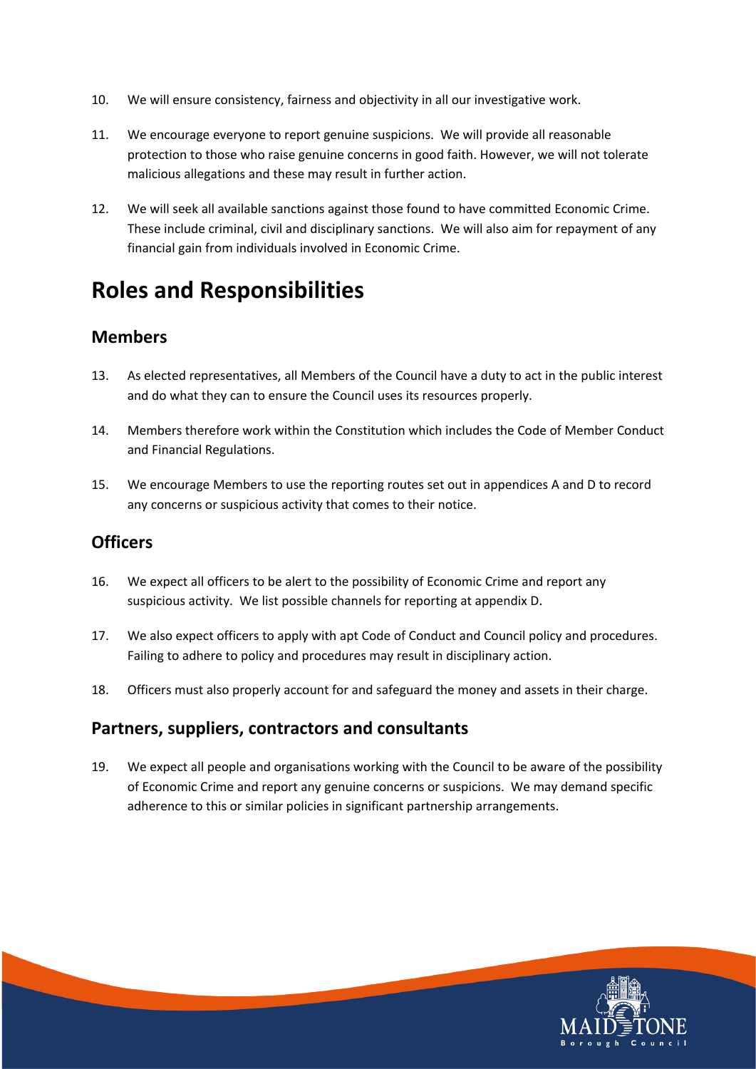10. We will ensure consistency, fairness and objectivity in all our investigative work.

11. We encourage everyone to report genuine suspicions. We will provide all reasonable protection to those who raise genuine concerns in good faith. However, we will not tolerate malicious allegations and these may result in further action.

12. We will seek all available sanctions against those found to have committed Economic Crime. These include criminal, civil and disciplinary sanctions. We will also aim for repayment of any financial gain from individuals involved in Economic Crime.

# Roles and Responsibilities

## Members

13. As elected representatives, all Members of the Council have a duty to act in the public interest and do what they can to ensure the Council uses its resources properly.

14. Members therefore work within the Constitution which includes the Code of Member Conduct and Financial Regulations.

15. We encourage Members to use the reporting routes set out in appendices A and D to record any concerns or suspicious activity that comes to their notice.

## Officers

16. We expect all officers to be alert to the possibility of Economic Crime and report any suspicious activity. We list possible channels for reporting at appendix D.

17. We also expect officers to apply with apt Code of Conduct and Council policy and procedures. Failing to adhere to policy and procedures may result in disciplinary action.

18. Officers must also properly account for and safeguard the money and assets in their charge.

## Partners, suppliers, contractors and consultants

19. We expect all people and organisations working with the Council to be aware of the possibility of Economic Crime and report any genuine concerns or suspicions. We may demand specific adherence to this or similar policies in significant partnership arrangements.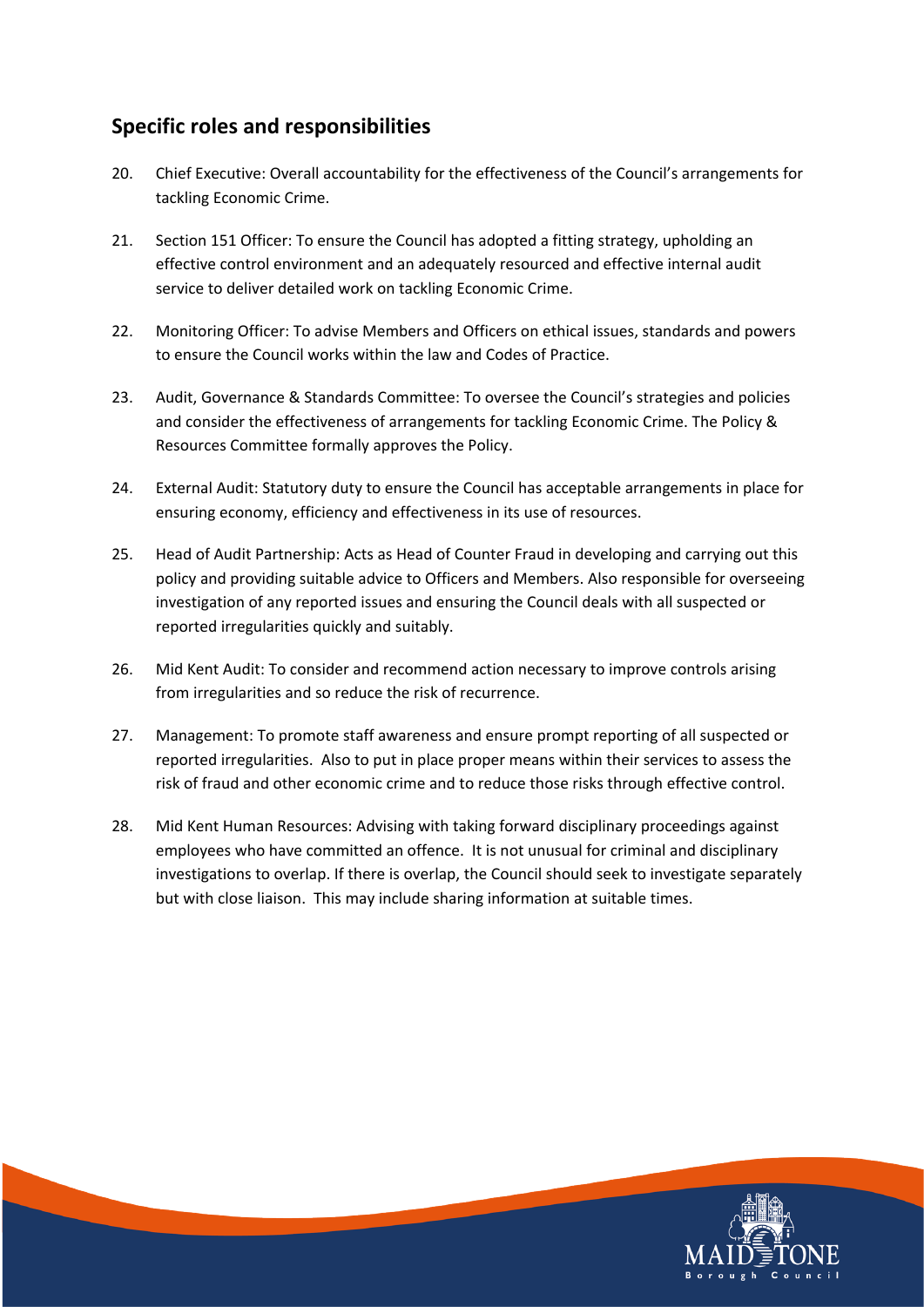## Specific roles and responsibilities

20. Chief Executive: Overall accountability for the effectiveness of the Council's arrangements for tackling Economic Crime.

21. Section 151 Officer: To ensure the Council has adopted a fitting strategy, upholding an effective control environment and an adequately resourced and effective internal audit service to deliver detailed work on tackling Economic Crime.

22. Monitoring Officer: To advise Members and Officers on ethical issues, standards and powers to ensure the Council works within the law and Codes of Practice.

23. Audit, Governance & Standards Committee: To oversee the Council's strategies and policies and consider the effectiveness of arrangements for tackling Economic Crime. The Policy & Resources Committee formally approves the Policy.

24. External Audit: Statutory duty to ensure the Council has acceptable arrangements in place for ensuring economy, efficiency and effectiveness in its use of resources.

25. Head of Audit Partnership: Acts as Head of Counter Fraud in developing and carrying out this policy and providing suitable advice to Officers and Members. Also responsible for overseeing investigation of any reported issues and ensuring the Council deals with all suspected or reported irregularities quickly and suitably.

26. Mid Kent Audit: To consider and recommend action necessary to improve controls arising from irregularities and so reduce the risk of recurrence.

27. Management: To promote staff awareness and ensure prompt reporting of all suspected or reported irregularities. Also to put in place proper means within their services to assess the risk of fraud and other economic crime and to reduce those risks through effective control.

28. Mid Kent Human Resources: Advising with taking forward disciplinary proceedings against employees who have committed an offence. It is not unusual for criminal and disciplinary investigations to overlap. If there is overlap, the Council should seek to investigate separately but with close liaison. This may include sharing information at suitable times.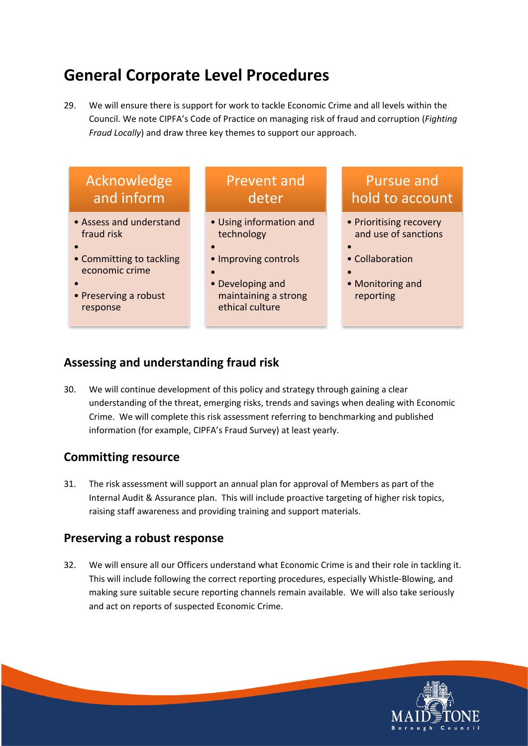# General Corporate Level Procedures

29. We will ensure there is support for work to tackle Economic Crime and all levels within the Council. We note CIPFA's Code of Practice on managing risk of fraud and corruption (*Fighting Fraud Locally*) and draw three key themes to support our approach.

| Acknowledge and inform | Prevent and deter | Pursue and hold to account |
| --- | --- | --- |
| • Assess and understand fraud risk<br>• Committing to tackling economic crime<br>• Preserving a robust response | • Using information and technology<br>• Improving controls<br>• Developing and maintaining a strong ethical culture | • Prioritising recovery and use of sanctions<br>• Collaboration<br>• Monitoring and reporting |

## Assessing and understanding fraud risk

30. We will continue development of this policy and strategy through gaining a clear understanding of the threat, emerging risks, trends and savings when dealing with Economic Crime. We will complete this risk assessment referring to benchmarking and published information (for example, CIPFA's Fraud Survey) at least yearly.

## Committing resource

31. The risk assessment will support an annual plan for approval of Members as part of the Internal Audit & Assurance plan. This will include proactive targeting of higher risk topics, raising staff awareness and providing training and support materials.

## Preserving a robust response

32. We will ensure all our Officers understand what Economic Crime is and their role in tackling it. This will include following the correct reporting procedures, especially Whistle-Blowing, and making sure suitable secure reporting channels remain available. We will also take seriously and act on reports of suspected Economic Crime.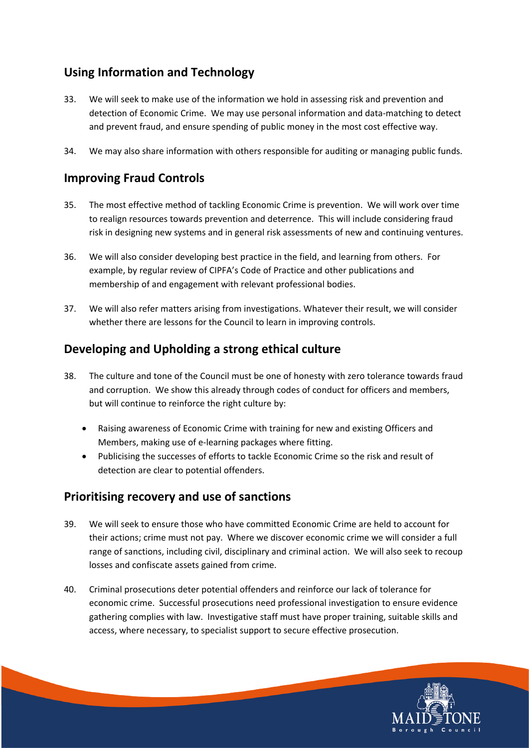## Using Information and Technology

33. We will seek to make use of the information we hold in assessing risk and prevention and detection of Economic Crime. We may use personal information and data-matching to detect and prevent fraud, and ensure spending of public money in the most cost effective way.

34. We may also share information with others responsible for auditing or managing public funds.

## Improving Fraud Controls

35. The most effective method of tackling Economic Crime is prevention. We will work over time to realign resources towards prevention and deterrence. This will include considering fraud risk in designing new systems and in general risk assessments of new and continuing ventures.

36. We will also consider developing best practice in the field, and learning from others. For example, by regular review of CIPFA's Code of Practice and other publications and membership of and engagement with relevant professional bodies.

37. We will also refer matters arising from investigations. Whatever their result, we will consider whether there are lessons for the Council to learn in improving controls.

## Developing and Upholding a strong ethical culture

38. The culture and tone of the Council must be one of honesty with zero tolerance towards fraud and corruption. We show this already through codes of conduct for officers and members, but will continue to reinforce the right culture by:

    - Raising awareness of Economic Crime with training for new and existing Officers and Members, making use of e-learning packages where fitting.
    - Publicising the successes of efforts to tackle Economic Crime so the risk and result of detection are clear to potential offenders.

## Prioritising recovery and use of sanctions

39. We will seek to ensure those who have committed Economic Crime are held to account for their actions; crime must not pay. Where we discover economic crime we will consider a full range of sanctions, including civil, disciplinary and criminal action. We will also seek to recoup losses and confiscate assets gained from crime.

40. Criminal prosecutions deter potential offenders and reinforce our lack of tolerance for economic crime. Successful prosecutions need professional investigation to ensure evidence gathering complies with law. Investigative staff must have proper training, suitable skills and access, where necessary, to specialist support to secure effective prosecution.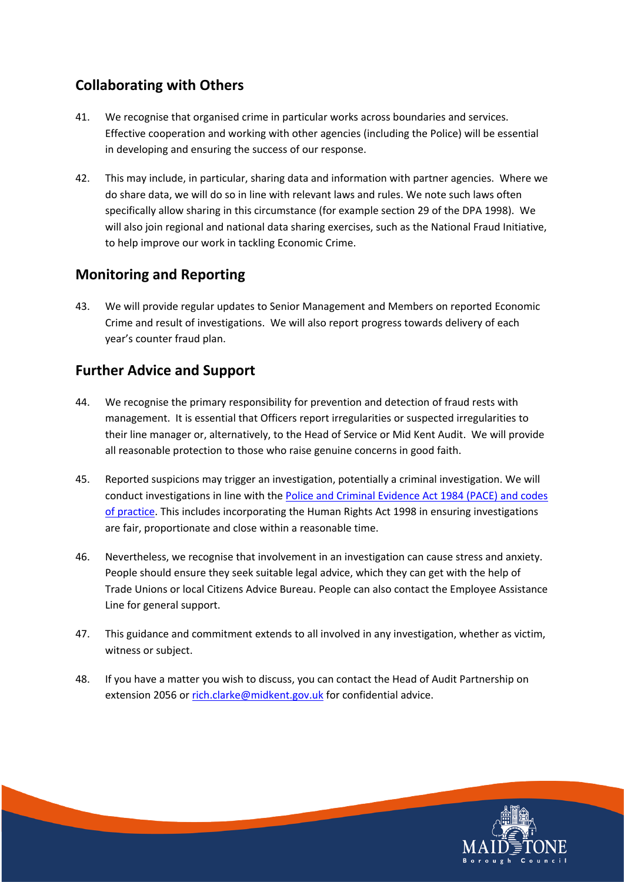## Collaborating with Others

41. We recognise that organised crime in particular works across boundaries and services. Effective cooperation and working with other agencies (including the Police) will be essential in developing and ensuring the success of our response.

42. This may include, in particular, sharing data and information with partner agencies. Where we do share data, we will do so in line with relevant laws and rules. We note such laws often specifically allow sharing in this circumstance (for example section 29 of the DPA 1998). We will also join regional and national data sharing exercises, such as the National Fraud Initiative, to help improve our work in tackling Economic Crime.

## Monitoring and Reporting

43. We will provide regular updates to Senior Management and Members on reported Economic Crime and result of investigations. We will also report progress towards delivery of each year's counter fraud plan.

## Further Advice and Support

44. We recognise the primary responsibility for prevention and detection of fraud rests with management. It is essential that Officers report irregularities or suspected irregularities to their line manager or, alternatively, to the Head of Service or Mid Kent Audit. We will provide all reasonable protection to those who raise genuine concerns in good faith.

45. Reported suspicions may trigger an investigation, potentially a criminal investigation. We will conduct investigations in line with the Police and Criminal Evidence Act 1984 (PACE) and codes of practice. This includes incorporating the Human Rights Act 1998 in ensuring investigations are fair, proportionate and close within a reasonable time.

46. Nevertheless, we recognise that involvement in an investigation can cause stress and anxiety. People should ensure they seek suitable legal advice, which they can get with the help of Trade Unions or local Citizens Advice Bureau. People can also contact the Employee Assistance Line for general support.

47. This guidance and commitment extends to all involved in any investigation, whether as victim, witness or subject.

48. If you have a matter you wish to discuss, you can contact the Head of Audit Partnership on extension 2056 or rich.clarke@midkent.gov.uk for confidential advice.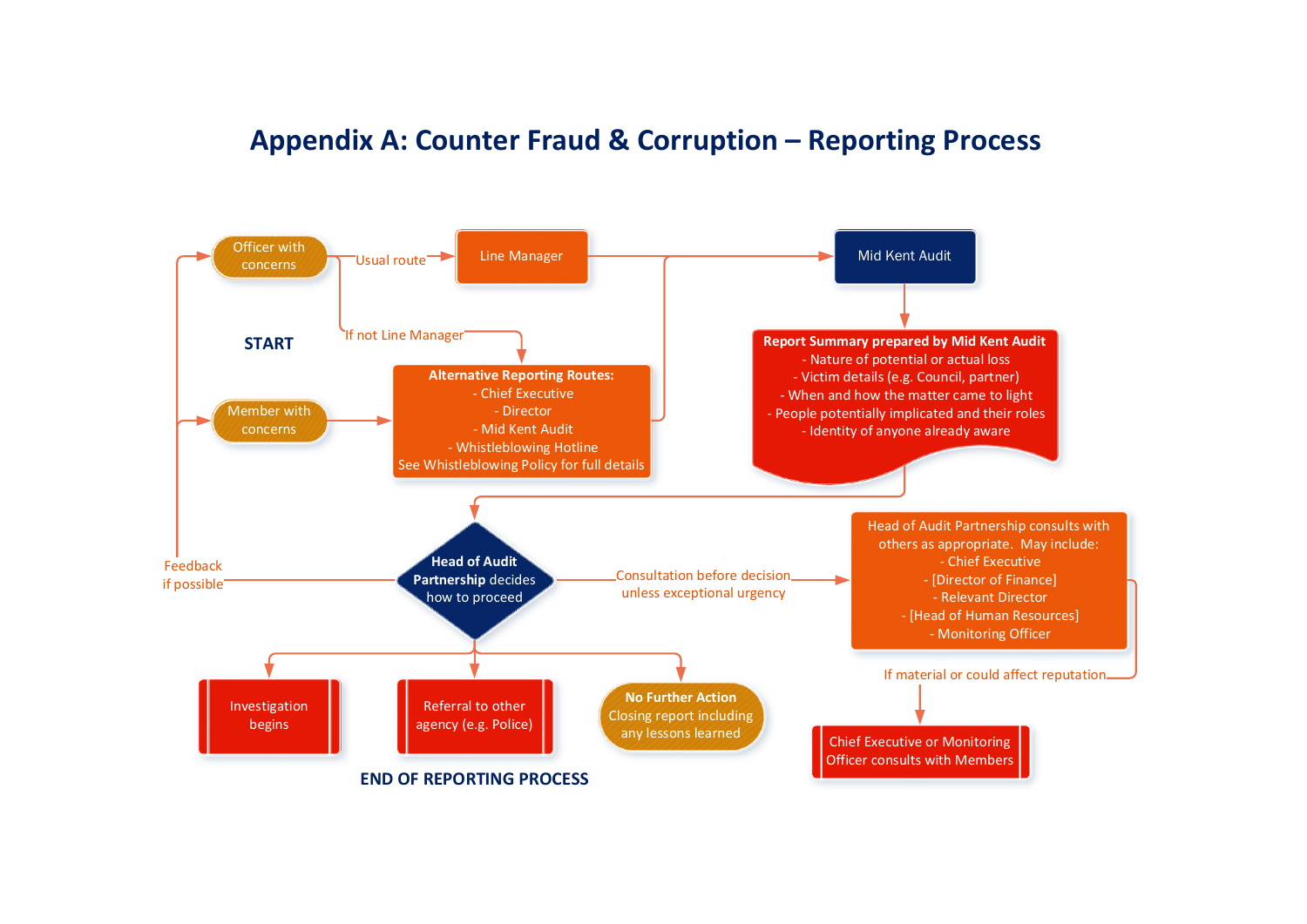# Appendix A: Counter Fraud & Corruption – Reporting Process

START

Officer with concerns

Usual route → Line Manager

If not Line Manager →

Member with concerns

**Alternative Reporting Routes:**
- Chief Executive
- Director
- Mid Kent Audit
- Whistleblowing Hotline

See Whistleblowing Policy for full details

Mid Kent Audit

**Report Summary prepared by Mid Kent Audit**
- Nature of potential or actual loss
- Victim details (e.g. Council, partner)
- When and how the matter came to light
- People potentially implicated and their roles
- Identity of anyone already aware

**Head of Audit Partnership** decides how to proceed

Feedback if possible

Consultation before decision unless exceptional urgency

Head of Audit Partnership consults with others as appropriate. May include:
- Chief Executive
- [Director of Finance]
- Relevant Director
- [Head of Human Resources]
- Monitoring Officer

If material or could affect reputation

Chief Executive or Monitoring Officer consults with Members

Investigation begins

Referral to other agency (e.g. Police)

**No Further Action**
Closing report including any lessons learned

END OF REPORTING PROCESS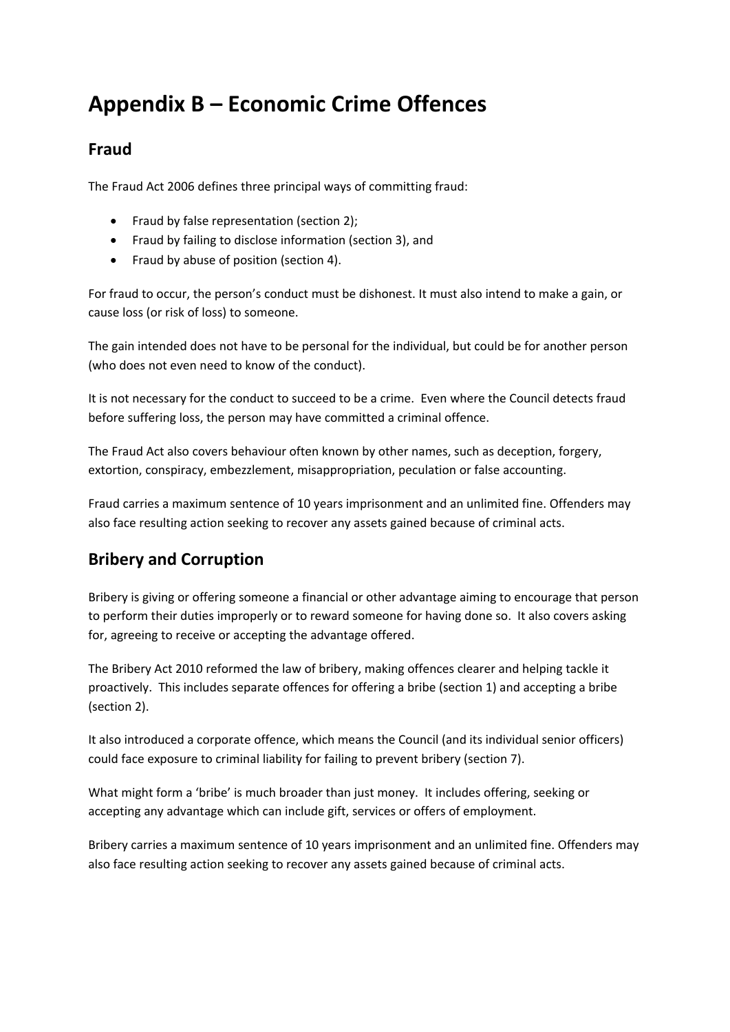# Appendix B – Economic Crime Offences

## Fraud

The Fraud Act 2006 defines three principal ways of committing fraud:

- Fraud by false representation (section 2);
- Fraud by failing to disclose information (section 3), and
- Fraud by abuse of position (section 4).

For fraud to occur, the person's conduct must be dishonest. It must also intend to make a gain, or cause loss (or risk of loss) to someone.

The gain intended does not have to be personal for the individual, but could be for another person (who does not even need to know of the conduct).

It is not necessary for the conduct to succeed to be a crime. Even where the Council detects fraud before suffering loss, the person may have committed a criminal offence.

The Fraud Act also covers behaviour often known by other names, such as deception, forgery, extortion, conspiracy, embezzlement, misappropriation, peculation or false accounting.

Fraud carries a maximum sentence of 10 years imprisonment and an unlimited fine. Offenders may also face resulting action seeking to recover any assets gained because of criminal acts.

## Bribery and Corruption

Bribery is giving or offering someone a financial or other advantage aiming to encourage that person to perform their duties improperly or to reward someone for having done so. It also covers asking for, agreeing to receive or accepting the advantage offered.

The Bribery Act 2010 reformed the law of bribery, making offences clearer and helping tackle it proactively. This includes separate offences for offering a bribe (section 1) and accepting a bribe (section 2).

It also introduced a corporate offence, which means the Council (and its individual senior officers) could face exposure to criminal liability for failing to prevent bribery (section 7).

What might form a 'bribe' is much broader than just money. It includes offering, seeking or accepting any advantage which can include gift, services or offers of employment.

Bribery carries a maximum sentence of 10 years imprisonment and an unlimited fine. Offenders may also face resulting action seeking to recover any assets gained because of criminal acts.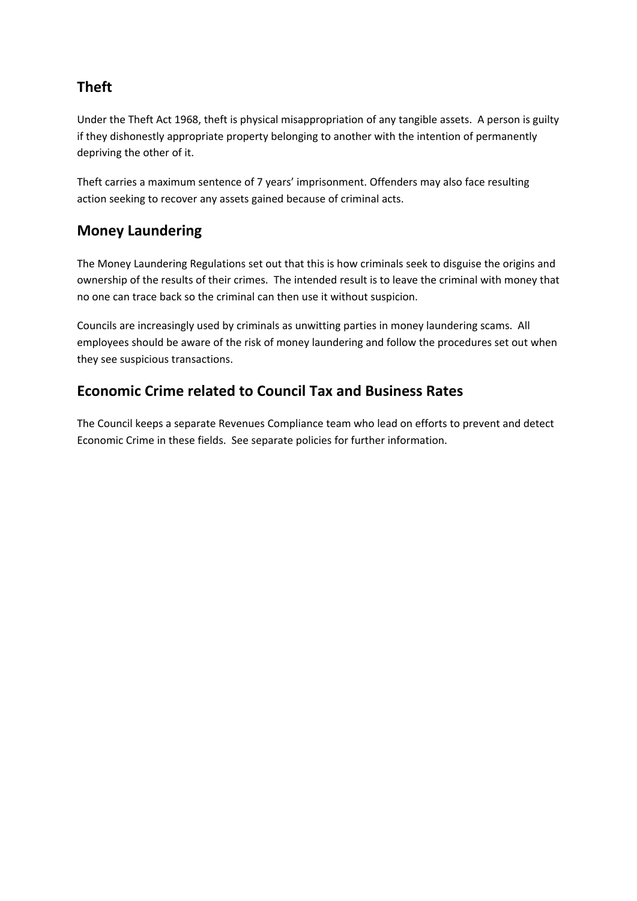## Theft

Under the Theft Act 1968, theft is physical misappropriation of any tangible assets. A person is guilty if they dishonestly appropriate property belonging to another with the intention of permanently depriving the other of it.

Theft carries a maximum sentence of 7 years' imprisonment. Offenders may also face resulting action seeking to recover any assets gained because of criminal acts.

## Money Laundering

The Money Laundering Regulations set out that this is how criminals seek to disguise the origins and ownership of the results of their crimes. The intended result is to leave the criminal with money that no one can trace back so the criminal can then use it without suspicion.

Councils are increasingly used by criminals as unwitting parties in money laundering scams. All employees should be aware of the risk of money laundering and follow the procedures set out when they see suspicious transactions.

## Economic Crime related to Council Tax and Business Rates

The Council keeps a separate Revenues Compliance team who lead on efforts to prevent and detect Economic Crime in these fields. See separate policies for further information.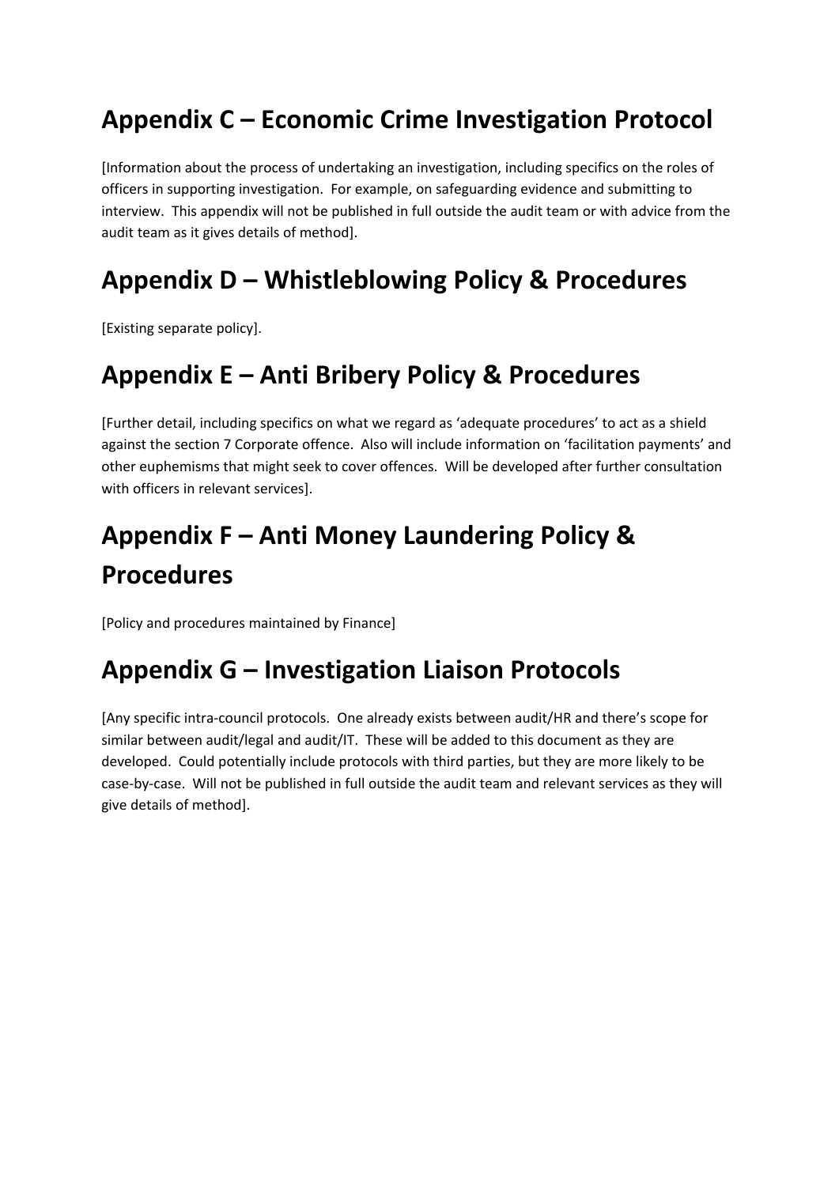## Appendix C – Economic Crime Investigation Protocol

[Information about the process of undertaking an investigation, including specifics on the roles of officers in supporting investigation. For example, on safeguarding evidence and submitting to interview. This appendix will not be published in full outside the audit team or with advice from the audit team as it gives details of method].

## Appendix D – Whistleblowing Policy & Procedures

[Existing separate policy].

## Appendix E – Anti Bribery Policy & Procedures

[Further detail, including specifics on what we regard as 'adequate procedures' to act as a shield against the section 7 Corporate offence. Also will include information on 'facilitation payments' and other euphemisms that might seek to cover offences. Will be developed after further consultation with officers in relevant services].

## Appendix F – Anti Money Laundering Policy & Procedures

[Policy and procedures maintained by Finance]

## Appendix G – Investigation Liaison Protocols

[Any specific intra-council protocols. One already exists between audit/HR and there's scope for similar between audit/legal and audit/IT. These will be added to this document as they are developed. Could potentially include protocols with third parties, but they are more likely to be case-by-case. Will not be published in full outside the audit team and relevant services as they will give details of method].